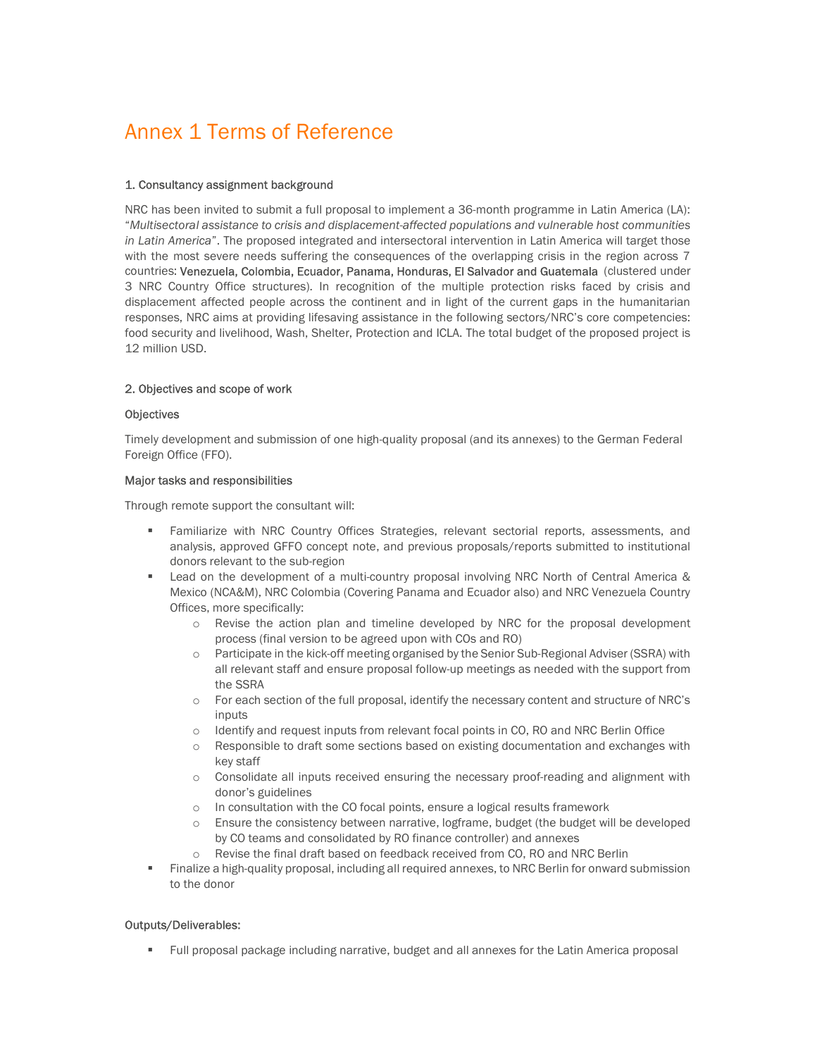# Annex 1 Terms of Reference

## 1. Consultancy assignment background

NRC has been invited to submit a full proposal to implement a 36-month programme in Latin America (LA): "*Multisectoral assistance to crisis and displacement-affected populations and vulnerable host communities in Latin America*". The proposed integrated and intersectoral intervention in Latin America will target those with the most severe needs suffering the consequences of the overlapping crisis in the region across 7 countries: Venezuela, Colombia, Ecuador, Panama, Honduras, El Salvador and Guatemala (clustered under 3 NRC Country Office structures). In recognition of the multiple protection risks faced by crisis and displacement affected people across the continent and in light of the current gaps in the humanitarian responses, NRC aims at providing lifesaving assistance in the following sectors/NRC's core competencies: food security and livelihood, Wash, Shelter, Protection and ICLA. The total budget of the proposed project is 12 million USD.

## 2. Objectives and scope of work

### Objectives

Timely development and submission of one high-quality proposal (and its annexes) to the German Federal Foreign Office (FFO).

### Major tasks and responsibilities

Through remote support the consultant will:

- Familiarize with NRC Country Offices Strategies, relevant sectorial reports, assessments, and analysis, approved GFFO concept note, and previous proposals/reports submitted to institutional donors relevant to the sub-region
- Lead on the development of a multi-country proposal involving NRC North of Central America & Mexico (NCA&M), NRC Colombia (Covering Panama and Ecuador also) and NRC Venezuela Country Offices, more specifically:
  - Revise the action plan and timeline developed by NRC for the proposal development process (final version to be agreed upon with COs and RO)
  - Participate in the kick-off meeting organised by the Senior Sub-Regional Adviser (SSRA) with all relevant staff and ensure proposal follow-up meetings as needed with the support from the SSRA
  - For each section of the full proposal, identify the necessary content and structure of NRC's inputs
  - Identify and request inputs from relevant focal points in CO, RO and NRC Berlin Office
  - Responsible to draft some sections based on existing documentation and exchanges with key staff
  - Consolidate all inputs received ensuring the necessary proof-reading and alignment with donor's guidelines
  - In consultation with the CO focal points, ensure a logical results framework
  - Ensure the consistency between narrative, logframe, budget (the budget will be developed by CO teams and consolidated by RO finance controller) and annexes
  - Revise the final draft based on feedback received from CO, RO and NRC Berlin
- Finalize a high-quality proposal, including all required annexes, to NRC Berlin for onward submission to the donor

### Outputs/Deliverables:

- Full proposal package including narrative, budget and all annexes for the Latin America proposal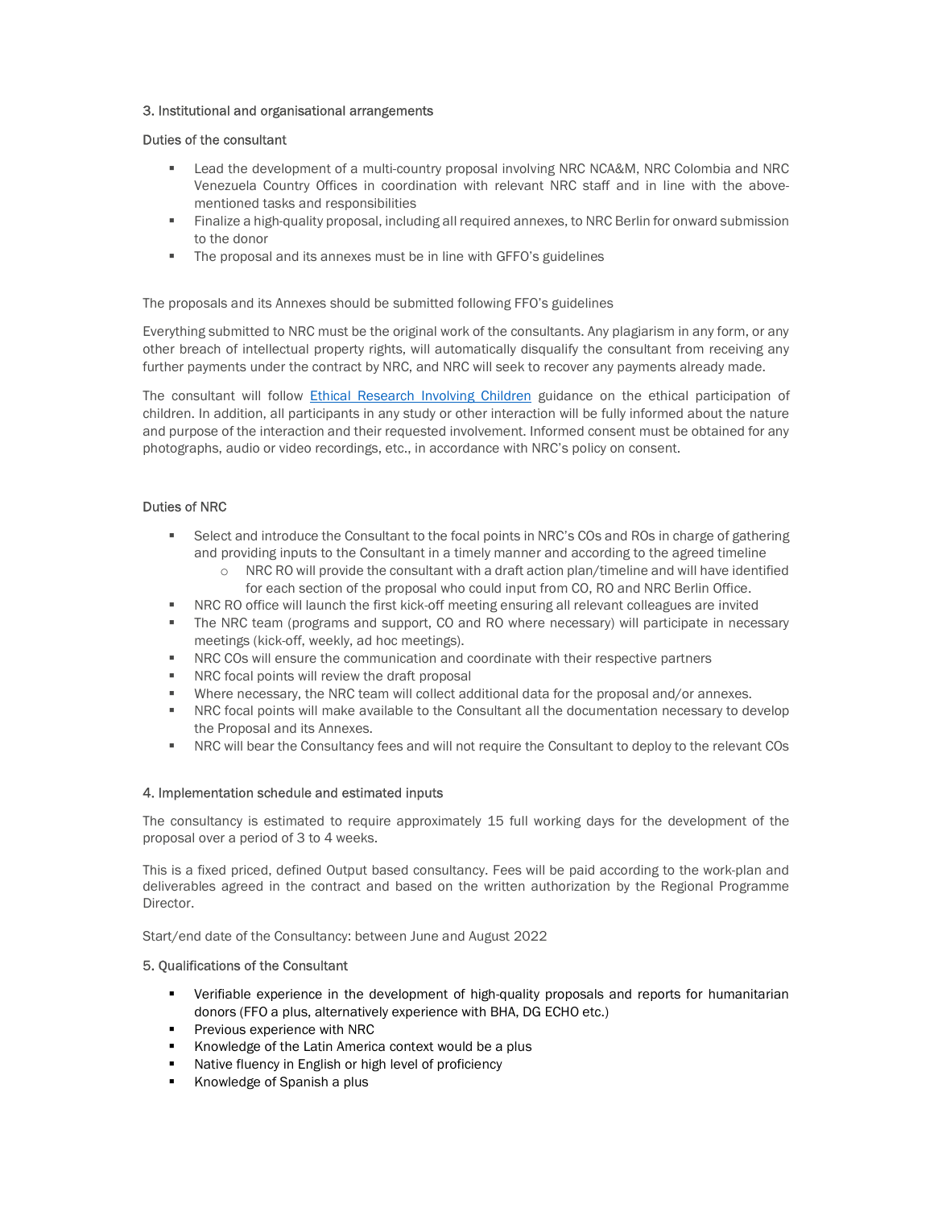### 3. Institutional and organisational arrangements

#### Duties of the consultant

- Lead the development of a multi-country proposal involving NRC NCA&M, NRC Colombia and NRC Venezuela Country Offices in coordination with relevant NRC staff and in line with the above-mentioned tasks and responsibilities
- Finalize a high-quality proposal, including all required annexes, to NRC Berlin for onward submission to the donor
- The proposal and its annexes must be in line with GFFO's guidelines

The proposals and its Annexes should be submitted following FFO's guidelines

Everything submitted to NRC must be the original work of the consultants. Any plagiarism in any form, or any other breach of intellectual property rights, will automatically disqualify the consultant from receiving any further payments under the contract by NRC, and NRC will seek to recover any payments already made.

The consultant will follow [Ethical Research Involving Children] guidance on the ethical participation of children. In addition, all participants in any study or other interaction will be fully informed about the nature and purpose of the interaction and their requested involvement. Informed consent must be obtained for any photographs, audio or video recordings, etc., in accordance with NRC's policy on consent.

#### Duties of NRC

- Select and introduce the Consultant to the focal points in NRC's COs and ROs in charge of gathering and providing inputs to the Consultant in a timely manner and according to the agreed timeline
  - NRC RO will provide the consultant with a draft action plan/timeline and will have identified for each section of the proposal who could input from CO, RO and NRC Berlin Office.
- NRC RO office will launch the first kick-off meeting ensuring all relevant colleagues are invited
- The NRC team (programs and support, CO and RO where necessary) will participate in necessary meetings (kick-off, weekly, ad hoc meetings).
- NRC COs will ensure the communication and coordinate with their respective partners
- NRC focal points will review the draft proposal
- Where necessary, the NRC team will collect additional data for the proposal and/or annexes.
- NRC focal points will make available to the Consultant all the documentation necessary to develop the Proposal and its Annexes.
- NRC will bear the Consultancy fees and will not require the Consultant to deploy to the relevant COs

### 4. Implementation schedule and estimated inputs

The consultancy is estimated to require approximately 15 full working days for the development of the proposal over a period of 3 to 4 weeks.

This is a fixed priced, defined Output based consultancy. Fees will be paid according to the work-plan and deliverables agreed in the contract and based on the written authorization by the Regional Programme Director.

Start/end date of the Consultancy: between June and August 2022

### 5. Qualifications of the Consultant

- Verifiable experience in the development of high-quality proposals and reports for humanitarian donors (FFO a plus, alternatively experience with BHA, DG ECHO etc.)
- Previous experience with NRC
- Knowledge of the Latin America context would be a plus
- Native fluency in English or high level of proficiency
- Knowledge of Spanish a plus